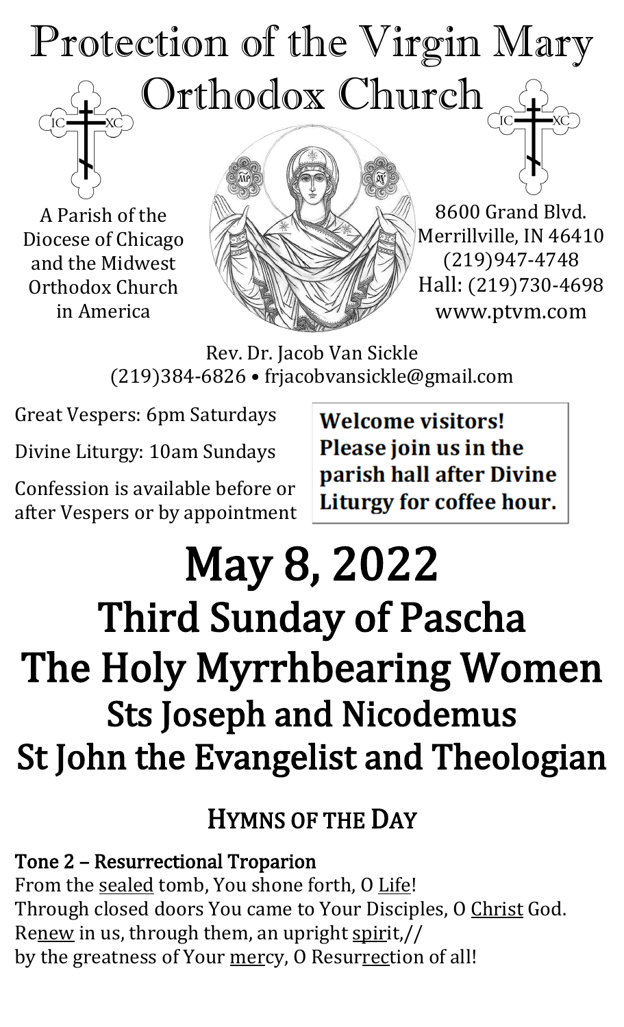# Protection of the Virgin Mary Orthodox Church

A Parish of the Diocese of Chicago and the Midwest Orthodox Church in America

8600 Grand Blvd.
Merrillville, IN 46410
(219)947-4748
Hall: (219)730-4698
www.ptvm.com

Rev. Dr. Jacob Van Sickle
(219)384-6826 • frjacobvansickle@gmail.com

Great Vespers: 6pm Saturdays

Divine Liturgy: 10am Sundays

Confession is available before or after Vespers or by appointment

**Welcome visitors! Please join us in the parish hall after Divine Liturgy for coffee hour.**

# May 8, 2022
# Third Sunday of Pascha
# The Holy Myrrhbearing Women
## Sts Joseph and Nicodemus
## St John the Evangelist and Theologian

## HYMNS OF THE DAY

**Tone 2 – Resurrectional Troparion**

From the sealed tomb, You shone forth, O Life!
Through closed doors You came to Your Disciples, O Christ God.
Renew in us, through them, an upright spirit,//
by the greatness of Your mercy, O Resurrection of all!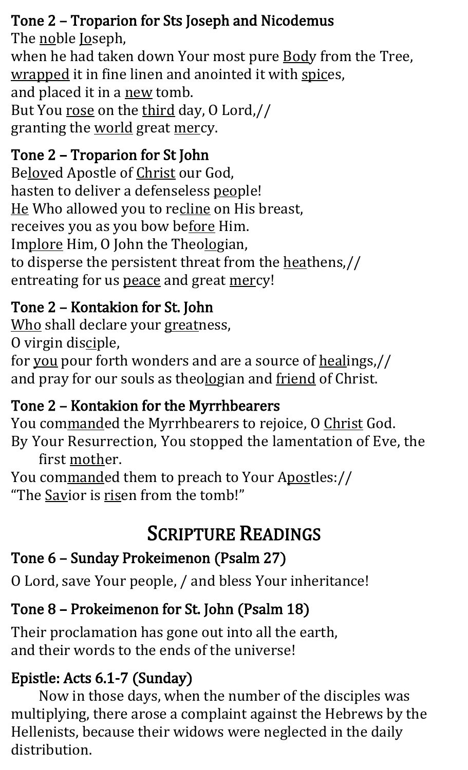### Tone 2 – Troparion for Sts Joseph and Nicodemus

The noble Joseph,
when he had taken down Your most pure Body from the Tree,
wrapped it in fine linen and anointed it with spices,
and placed it in a new tomb.
But You rose on the third day, O Lord,//
granting the world great mercy.

### Tone 2 – Troparion for St John

Beloved Apostle of Christ our God,
hasten to deliver a defenseless people!
He Who allowed you to recline on His breast,
receives you as you bow before Him.
Implore Him, O John the Theologian,
to disperse the persistent threat from the heathens,//
entreating for us peace and great mercy!

### Tone 2 – Kontakion for St. John

Who shall declare your greatness,
O virgin disciple,
for you pour forth wonders and are a source of healings,//
and pray for our souls as theologian and friend of Christ.

### Tone 2 – Kontakion for the Myrrhbearers

You commanded the Myrrhbearers to rejoice, O Christ God.
By Your Resurrection, You stopped the lamentation of Eve, the first mother.
You commanded them to preach to Your Apostles://
"The Savior is risen from the tomb!"

## Scripture Readings

### Tone 6 – Sunday Prokeimenon (Psalm 27)

O Lord, save Your people, / and bless Your inheritance!

### Tone 8 – Prokeimenon for St. John (Psalm 18)

Their proclamation has gone out into all the earth,
and their words to the ends of the universe!

### Epistle: Acts 6.1-7 (Sunday)

Now in those days, when the number of the disciples was multiplying, there arose a complaint against the Hebrews by the Hellenists, because their widows were neglected in the daily distribution.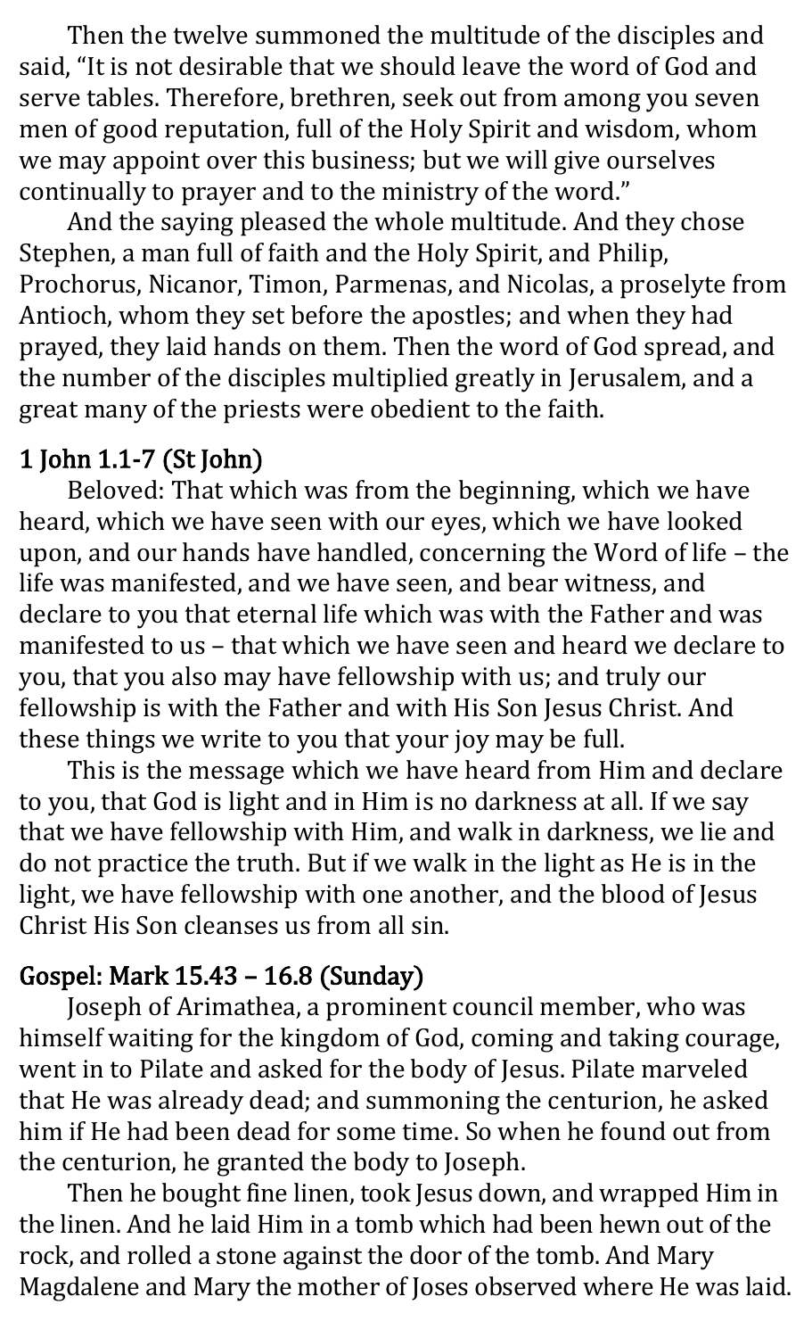Then the twelve summoned the multitude of the disciples and said, “It is not desirable that we should leave the word of God and serve tables. Therefore, brethren, seek out from among you seven men of good reputation, full of the Holy Spirit and wisdom, whom we may appoint over this business; but we will give ourselves continually to prayer and to the ministry of the word.”

And the saying pleased the whole multitude. And they chose Stephen, a man full of faith and the Holy Spirit, and Philip, Prochorus, Nicanor, Timon, Parmenas, and Nicolas, a proselyte from Antioch, whom they set before the apostles; and when they had prayed, they laid hands on them. Then the word of God spread, and the number of the disciples multiplied greatly in Jerusalem, and a great many of the priests were obedient to the faith.

## 1 John 1.1-7 (St John)

Beloved: That which was from the beginning, which we have heard, which we have seen with our eyes, which we have looked upon, and our hands have handled, concerning the Word of life – the life was manifested, and we have seen, and bear witness, and declare to you that eternal life which was with the Father and was manifested to us – that which we have seen and heard we declare to you, that you also may have fellowship with us; and truly our fellowship is with the Father and with His Son Jesus Christ. And these things we write to you that your joy may be full.

This is the message which we have heard from Him and declare to you, that God is light and in Him is no darkness at all. If we say that we have fellowship with Him, and walk in darkness, we lie and do not practice the truth. But if we walk in the light as He is in the light, we have fellowship with one another, and the blood of Jesus Christ His Son cleanses us from all sin.

## Gospel: Mark 15.43 – 16.8 (Sunday)

Joseph of Arimathea, a prominent council member, who was himself waiting for the kingdom of God, coming and taking courage, went in to Pilate and asked for the body of Jesus. Pilate marveled that He was already dead; and summoning the centurion, he asked him if He had been dead for some time. So when he found out from the centurion, he granted the body to Joseph.

Then he bought fine linen, took Jesus down, and wrapped Him in the linen. And he laid Him in a tomb which had been hewn out of the rock, and rolled a stone against the door of the tomb. And Mary Magdalene and Mary the mother of Joses observed where He was laid.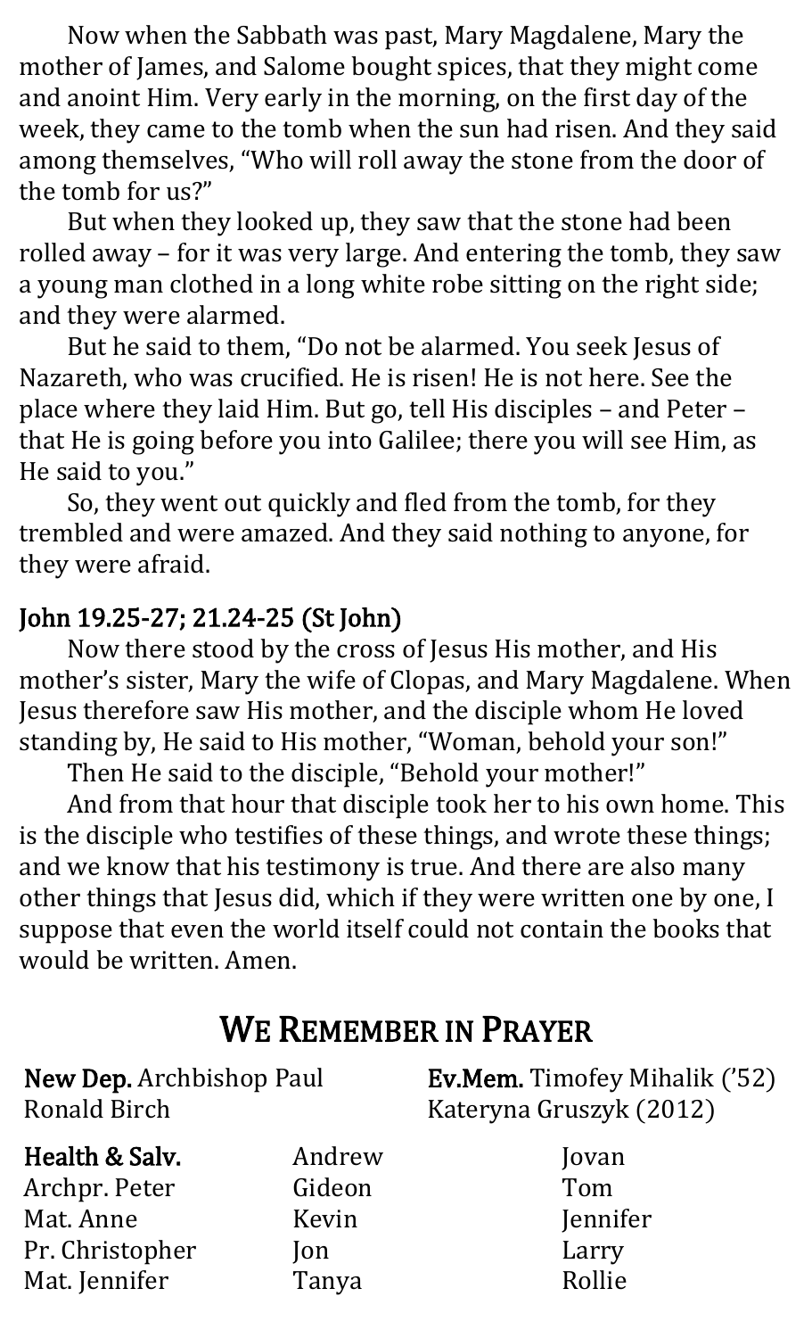Now when the Sabbath was past, Mary Magdalene, Mary the mother of James, and Salome bought spices, that they might come and anoint Him. Very early in the morning, on the first day of the week, they came to the tomb when the sun had risen. And they said among themselves, "Who will roll away the stone from the door of the tomb for us?"

But when they looked up, they saw that the stone had been rolled away – for it was very large. And entering the tomb, they saw a young man clothed in a long white robe sitting on the right side; and they were alarmed.

But he said to them, "Do not be alarmed. You seek Jesus of Nazareth, who was crucified. He is risen! He is not here. See the place where they laid Him. But go, tell His disciples – and Peter – that He is going before you into Galilee; there you will see Him, as He said to you."

So, they went out quickly and fled from the tomb, for they trembled and were amazed. And they said nothing to anyone, for they were afraid.

### John 19.25-27; 21.24-25 (St John)

Now there stood by the cross of Jesus His mother, and His mother's sister, Mary the wife of Clopas, and Mary Magdalene. When Jesus therefore saw His mother, and the disciple whom He loved standing by, He said to His mother, "Woman, behold your son!"

Then He said to the disciple, "Behold your mother!"

And from that hour that disciple took her to his own home. This is the disciple who testifies of these things, and wrote these things; and we know that his testimony is true. And there are also many other things that Jesus did, which if they were written one by one, I suppose that even the world itself could not contain the books that would be written. Amen.

## We Remember in Prayer

**New Dep.** Archbishop Paul
Ronald Birch

**Ev.Mem.** Timofey Mihalik ('52)
Kateryna Gruszyk (2012)

**Health & Salv.**
Archpr. Peter
Mat. Anne
Pr. Christopher
Mat. Jennifer
Andrew
Gideon
Kevin
Jon
Tanya
Jovan
Tom
Jennifer
Larry
Rollie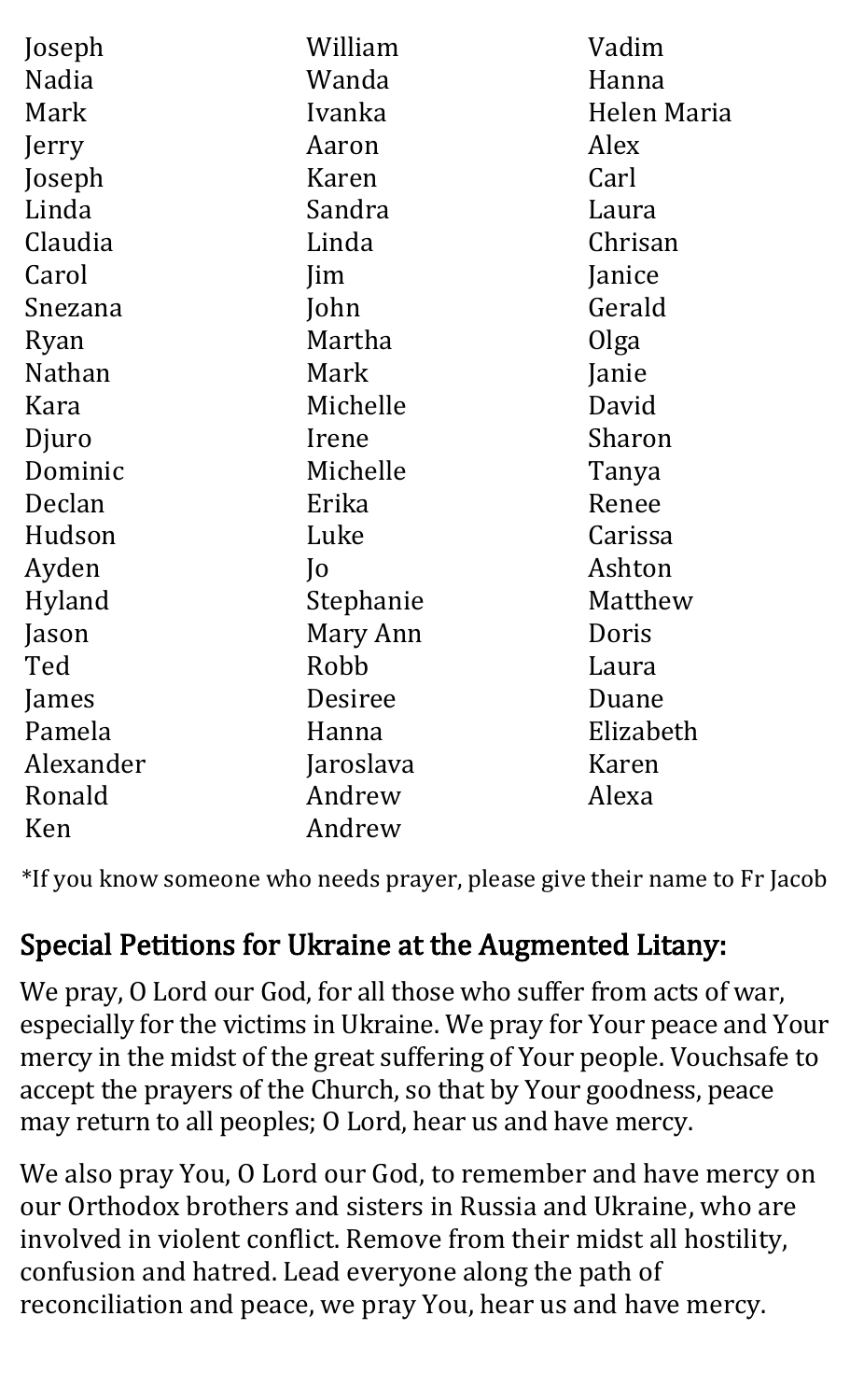Joseph
Nadia
Mark
Jerry
Joseph
Linda
Claudia
Carol
Snezana
Ryan
Nathan
Kara
Djuro
Dominic
Declan
Hudson
Ayden
Hyland
Jason
Ted
James
Pamela
Alexander
Ronald
Ken
William
Wanda
Ivanka
Aaron
Karen
Sandra
Linda
Jim
John
Martha
Mark
Michelle
Irene
Michelle
Erika
Luke
Jo
Stephanie
Mary Ann
Robb
Desiree
Hanna
Jaroslava
Andrew
Andrew
Vadim
Hanna
Helen Maria
Alex
Carl
Laura
Chrisan
Janice
Gerald
Olga
Janie
David
Sharon
Tanya
Renee
Carissa
Ashton
Matthew
Doris
Laura
Duane
Elizabeth
Karen
Alexa

*If you know someone who needs prayer, please give their name to Fr Jacob

## Special Petitions for Ukraine at the Augmented Litany:

We pray, O Lord our God, for all those who suffer from acts of war, especially for the victims in Ukraine. We pray for Your peace and Your mercy in the midst of the great suffering of Your people. Vouchsafe to accept the prayers of the Church, so that by Your goodness, peace may return to all peoples; O Lord, hear us and have mercy.

We also pray You, O Lord our God, to remember and have mercy on our Orthodox brothers and sisters in Russia and Ukraine, who are involved in violent conflict. Remove from their midst all hostility, confusion and hatred. Lead everyone along the path of reconciliation and peace, we pray You, hear us and have mercy.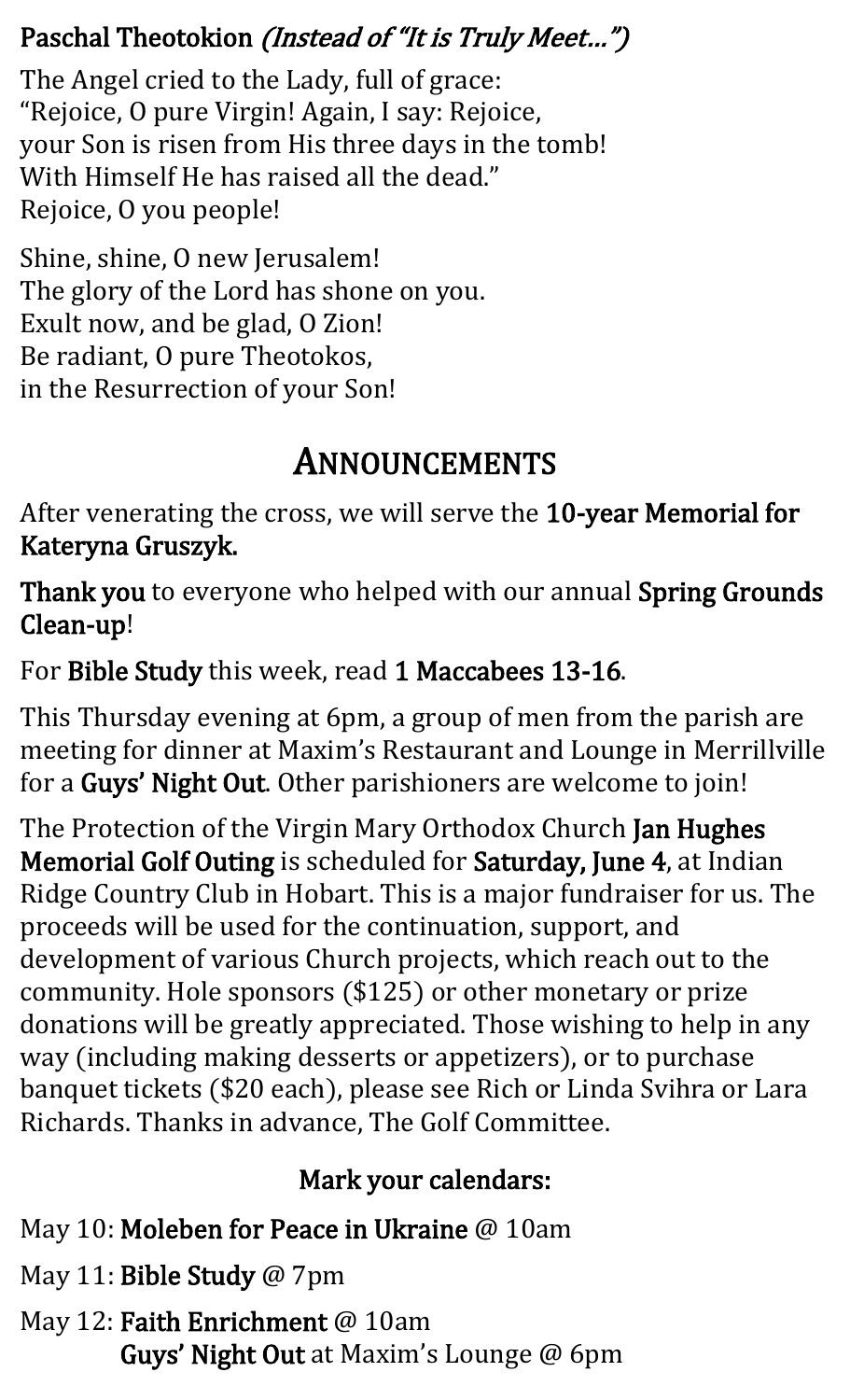**Paschal Theotokion** *(Instead of "It is Truly Meet…")*

The Angel cried to the Lady, full of grace:
"Rejoice, O pure Virgin! Again, I say: Rejoice,
your Son is risen from His three days in the tomb!
With Himself He has raised all the dead."
Rejoice, O you people!

Shine, shine, O new Jerusalem!
The glory of the Lord has shone on you.
Exult now, and be glad, O Zion!
Be radiant, O pure Theotokos,
in the Resurrection of your Son!

# Announcements

After venerating the cross, we will serve the **10-year Memorial for Kateryna Gruszyk.**

**Thank you** to everyone who helped with our annual **Spring Grounds Clean-up**!

For **Bible Study** this week, read **1 Maccabees 13-16**.

This Thursday evening at 6pm, a group of men from the parish are meeting for dinner at Maxim's Restaurant and Lounge in Merrillville for a **Guys' Night Out**. Other parishioners are welcome to join!

The Protection of the Virgin Mary Orthodox Church **Jan Hughes Memorial Golf Outing** is scheduled for **Saturday, June 4**, at Indian Ridge Country Club in Hobart. This is a major fundraiser for us. The proceeds will be used for the continuation, support, and development of various Church projects, which reach out to the community. Hole sponsors ($125) or other monetary or prize donations will be greatly appreciated. Those wishing to help in any way (including making desserts or appetizers), or to purchase banquet tickets ($20 each), please see Rich or Linda Svihra or Lara Richards. Thanks in advance, The Golf Committee.

**Mark your calendars:**

May 10: **Moleben for Peace in Ukraine** @ 10am

May 11: **Bible Study** @ 7pm

May 12: **Faith Enrichment** @ 10am
**Guys' Night Out** at Maxim's Lounge @ 6pm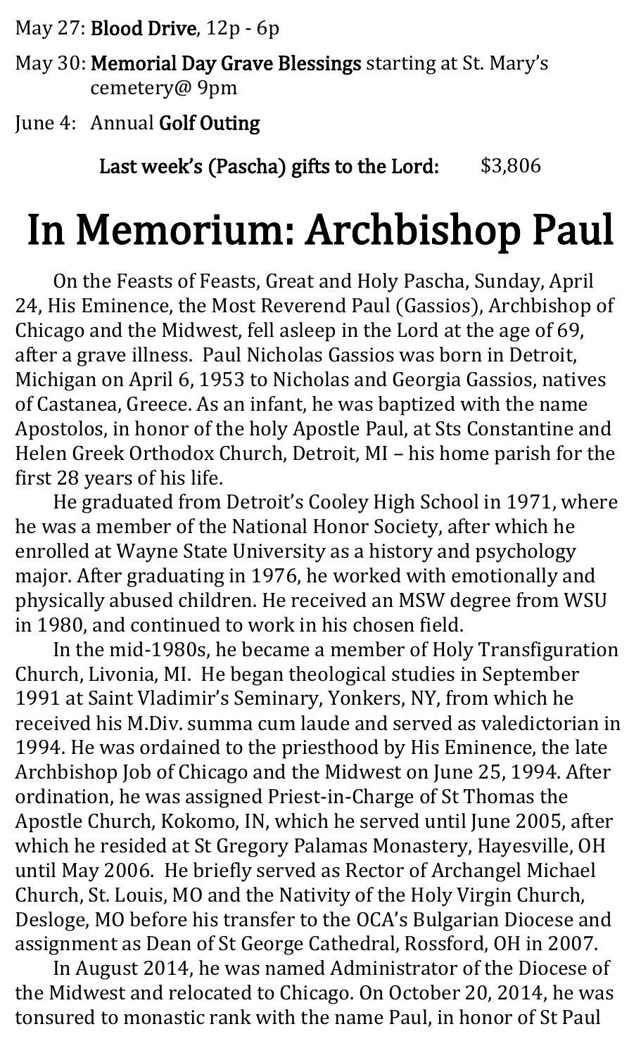May 27: **Blood Drive**, 12p - 6p

May 30: **Memorial Day Grave Blessings** starting at St. Mary's cemetery@ 9pm

June 4: Annual **Golf Outing**

**Last week's (Pascha) gifts to the Lord:** $3,806

# In Memorium: Archbishop Paul

On the Feasts of Feasts, Great and Holy Pascha, Sunday, April 24, His Eminence, the Most Reverend Paul (Gassios), Archbishop of Chicago and the Midwest, fell asleep in the Lord at the age of 69, after a grave illness. Paul Nicholas Gassios was born in Detroit, Michigan on April 6, 1953 to Nicholas and Georgia Gassios, natives of Castanea, Greece. As an infant, he was baptized with the name Apostolos, in honor of the holy Apostle Paul, at Sts Constantine and Helen Greek Orthodox Church, Detroit, MI – his home parish for the first 28 years of his life.

He graduated from Detroit's Cooley High School in 1971, where he was a member of the National Honor Society, after which he enrolled at Wayne State University as a history and psychology major. After graduating in 1976, he worked with emotionally and physically abused children. He received an MSW degree from WSU in 1980, and continued to work in his chosen field.

In the mid-1980s, he became a member of Holy Transfiguration Church, Livonia, MI. He began theological studies in September 1991 at Saint Vladimir's Seminary, Yonkers, NY, from which he received his M.Div. summa cum laude and served as valedictorian in 1994. He was ordained to the priesthood by His Eminence, the late Archbishop Job of Chicago and the Midwest on June 25, 1994. After ordination, he was assigned Priest-in-Charge of St Thomas the Apostle Church, Kokomo, IN, which he served until June 2005, after which he resided at St Gregory Palamas Monastery, Hayesville, OH until May 2006. He briefly served as Rector of Archangel Michael Church, St. Louis, MO and the Nativity of the Holy Virgin Church, Desloge, MO before his transfer to the OCA's Bulgarian Diocese and assignment as Dean of St George Cathedral, Rossford, OH in 2007.

In August 2014, he was named Administrator of the Diocese of the Midwest and relocated to Chicago. On October 20, 2014, he was tonsured to monastic rank with the name Paul, in honor of St Paul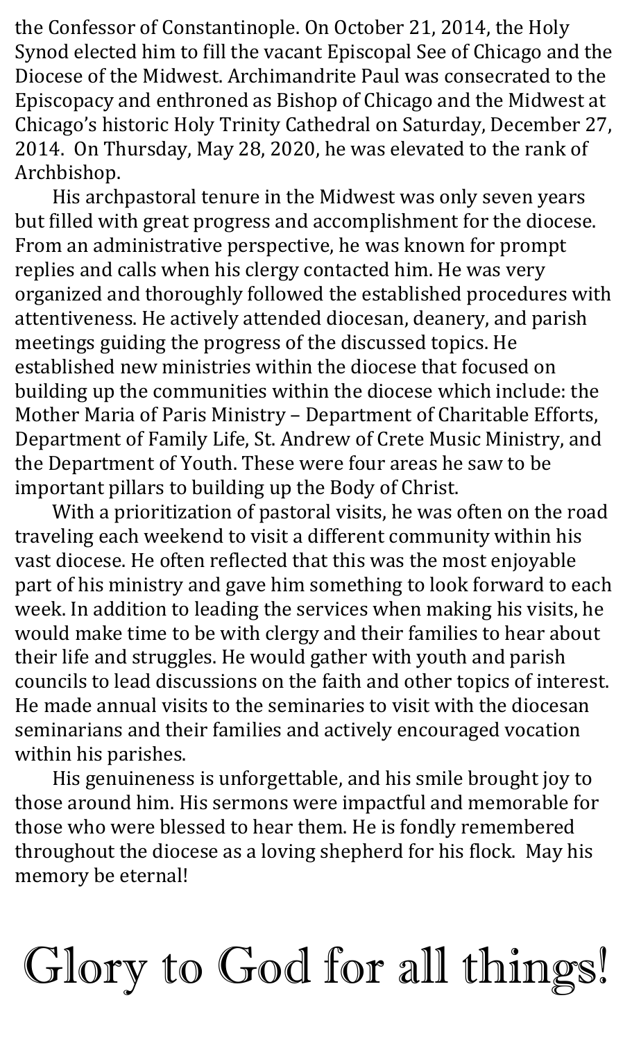the Confessor of Constantinople. On October 21, 2014, the Holy Synod elected him to fill the vacant Episcopal See of Chicago and the Diocese of the Midwest. Archimandrite Paul was consecrated to the Episcopacy and enthroned as Bishop of Chicago and the Midwest at Chicago's historic Holy Trinity Cathedral on Saturday, December 27, 2014. On Thursday, May 28, 2020, he was elevated to the rank of Archbishop.

His archpastoral tenure in the Midwest was only seven years but filled with great progress and accomplishment for the diocese. From an administrative perspective, he was known for prompt replies and calls when his clergy contacted him. He was very organized and thoroughly followed the established procedures with attentiveness. He actively attended diocesan, deanery, and parish meetings guiding the progress of the discussed topics. He established new ministries within the diocese that focused on building up the communities within the diocese which include: the Mother Maria of Paris Ministry – Department of Charitable Efforts, Department of Family Life, St. Andrew of Crete Music Ministry, and the Department of Youth. These were four areas he saw to be important pillars to building up the Body of Christ.

With a prioritization of pastoral visits, he was often on the road traveling each weekend to visit a different community within his vast diocese. He often reflected that this was the most enjoyable part of his ministry and gave him something to look forward to each week. In addition to leading the services when making his visits, he would make time to be with clergy and their families to hear about their life and struggles. He would gather with youth and parish councils to lead discussions on the faith and other topics of interest. He made annual visits to the seminaries to visit with the diocesan seminarians and their families and actively encouraged vocation within his parishes.

His genuineness is unforgettable, and his smile brought joy to those around him. His sermons were impactful and memorable for those who were blessed to hear them. He is fondly remembered throughout the diocese as a loving shepherd for his flock. May his memory be eternal!

# Glory to God for all things!